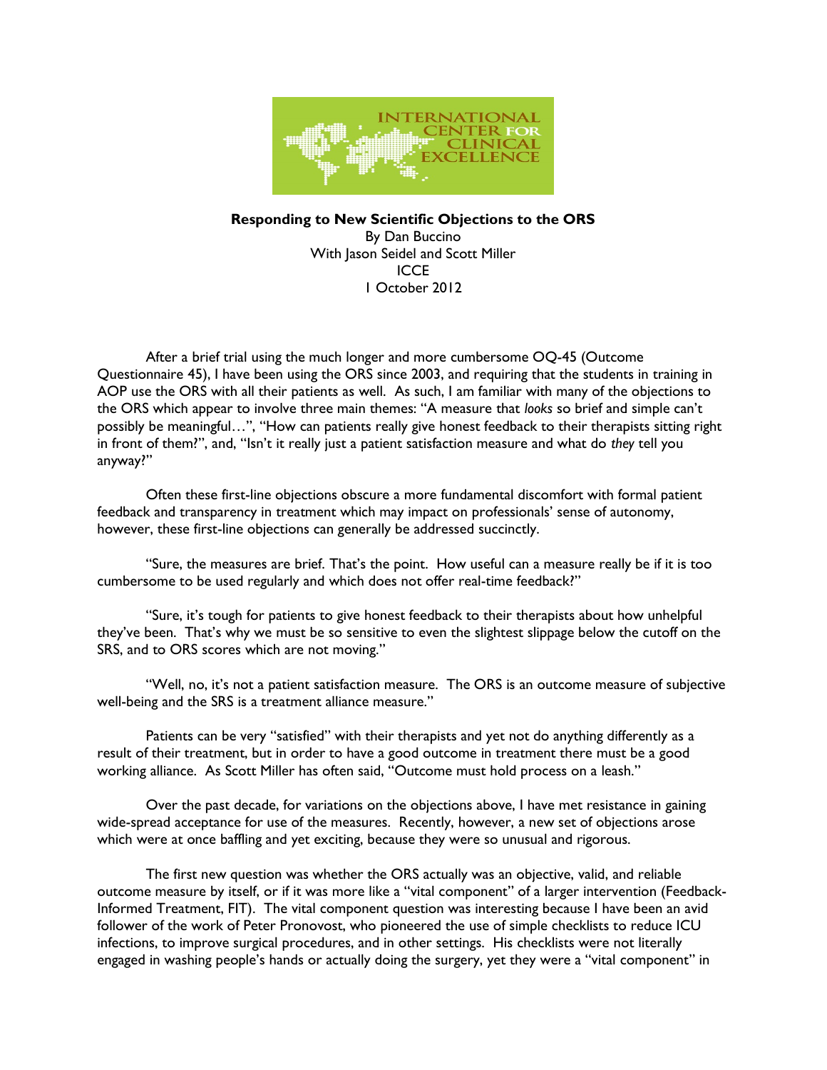**Responding to New Scientific Objections to the ORS**

By Dan Buccino
With Jason Seidel and Scott Miller
ICCE
1 October 2012

After a brief trial using the much longer and more cumbersome OQ-45 (Outcome Questionnaire 45), I have been using the ORS since 2003, and requiring that the students in training in AOP use the ORS with all their patients as well. As such, I am familiar with many of the objections to the ORS which appear to involve three main themes: "A measure that *looks* so brief and simple can't possibly be meaningful…", "How can patients really give honest feedback to their therapists sitting right in front of them?", and, "Isn't it really just a patient satisfaction measure and what do *they* tell you anyway?"

Often these first-line objections obscure a more fundamental discomfort with formal patient feedback and transparency in treatment which may impact on professionals' sense of autonomy, however, these first-line objections can generally be addressed succinctly.

"Sure, the measures are brief. That's the point. How useful can a measure really be if it is too cumbersome to be used regularly and which does not offer real-time feedback?"

"Sure, it's tough for patients to give honest feedback to their therapists about how unhelpful they've been. That's why we must be so sensitive to even the slightest slippage below the cutoff on the SRS, and to ORS scores which are not moving."

"Well, no, it's not a patient satisfaction measure. The ORS is an outcome measure of subjective well-being and the SRS is a treatment alliance measure."

Patients can be very "satisfied" with their therapists and yet not do anything differently as a result of their treatment, but in order to have a good outcome in treatment there must be a good working alliance. As Scott Miller has often said, "Outcome must hold process on a leash."

Over the past decade, for variations on the objections above, I have met resistance in gaining wide-spread acceptance for use of the measures. Recently, however, a new set of objections arose which were at once baffling and yet exciting, because they were so unusual and rigorous.

The first new question was whether the ORS actually was an objective, valid, and reliable outcome measure by itself, or if it was more like a "vital component" of a larger intervention (Feedback-Informed Treatment, FIT). The vital component question was interesting because I have been an avid follower of the work of Peter Pronovost, who pioneered the use of simple checklists to reduce ICU infections, to improve surgical procedures, and in other settings. His checklists were not literally engaged in washing people's hands or actually doing the surgery, yet they were a "vital component" in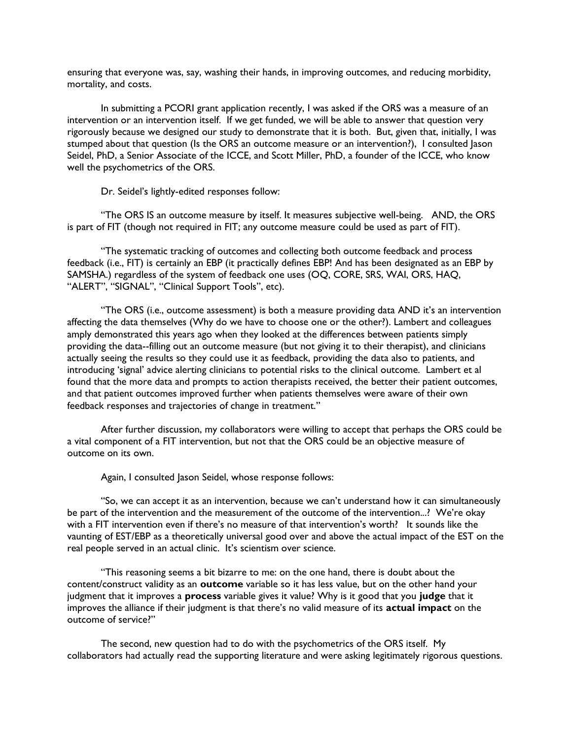ensuring that everyone was, say, washing their hands, in improving outcomes, and reducing morbidity, mortality, and costs.

In submitting a PCORI grant application recently, I was asked if the ORS was a measure of an intervention or an intervention itself. If we get funded, we will be able to answer that question very rigorously because we designed our study to demonstrate that it is both. But, given that, initially, I was stumped about that question (Is the ORS an outcome measure or an intervention?), I consulted Jason Seidel, PhD, a Senior Associate of the ICCE, and Scott Miller, PhD, a founder of the ICCE, who know well the psychometrics of the ORS.

Dr. Seidel's lightly-edited responses follow:

"The ORS IS an outcome measure by itself. It measures subjective well-being. AND, the ORS is part of FIT (though not required in FIT; any outcome measure could be used as part of FIT).

"The systematic tracking of outcomes and collecting both outcome feedback and process feedback (i.e., FIT) is certainly an EBP (it practically defines EBP! And has been designated as an EBP by SAMSHA.) regardless of the system of feedback one uses (OQ, CORE, SRS, WAI, ORS, HAQ, "ALERT", "SIGNAL", "Clinical Support Tools", etc).

"The ORS (i.e., outcome assessment) is both a measure providing data AND it's an intervention affecting the data themselves (Why do we have to choose one or the other?). Lambert and colleagues amply demonstrated this years ago when they looked at the differences between patients simply providing the data--filling out an outcome measure (but not giving it to their therapist), and clinicians actually seeing the results so they could use it as feedback, providing the data also to patients, and introducing 'signal' advice alerting clinicians to potential risks to the clinical outcome. Lambert et al found that the more data and prompts to action therapists received, the better their patient outcomes, and that patient outcomes improved further when patients themselves were aware of their own feedback responses and trajectories of change in treatment."

After further discussion, my collaborators were willing to accept that perhaps the ORS could be a vital component of a FIT intervention, but not that the ORS could be an objective measure of outcome on its own.

Again, I consulted Jason Seidel, whose response follows:

"So, we can accept it as an intervention, because we can't understand how it can simultaneously be part of the intervention and the measurement of the outcome of the intervention...? We're okay with a FIT intervention even if there's no measure of that intervention's worth? It sounds like the vaunting of EST/EBP as a theoretically universal good over and above the actual impact of the EST on the real people served in an actual clinic. It's scientism over science.

"This reasoning seems a bit bizarre to me: on the one hand, there is doubt about the content/construct validity as an **outcome** variable so it has less value, but on the other hand your judgment that it improves a **process** variable gives it value? Why is it good that you **judge** that it improves the alliance if their judgment is that there's no valid measure of its **actual impact** on the outcome of service?"

The second, new question had to do with the psychometrics of the ORS itself. My collaborators had actually read the supporting literature and were asking legitimately rigorous questions.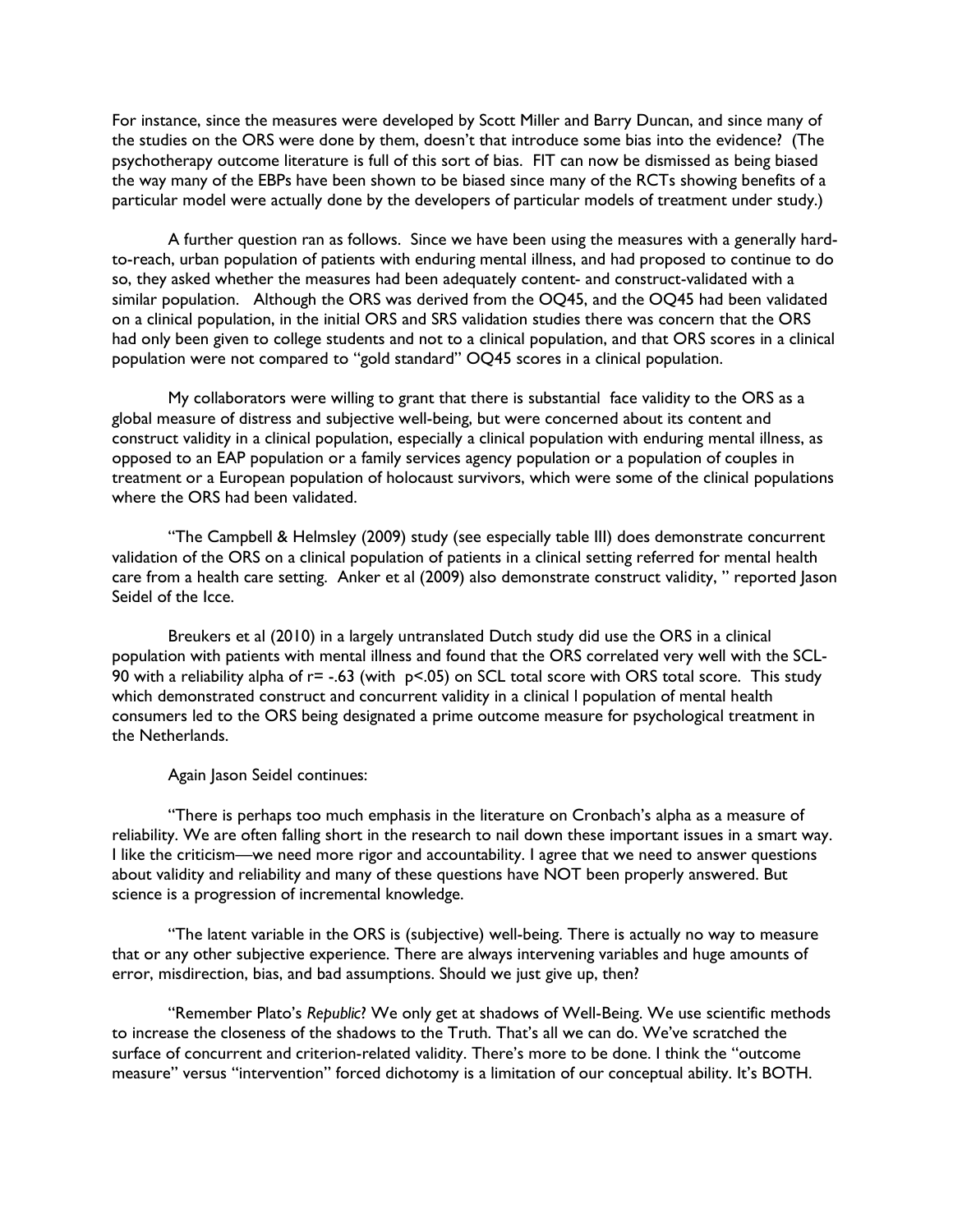For instance, since the measures were developed by Scott Miller and Barry Duncan, and since many of the studies on the ORS were done by them, doesn't that introduce some bias into the evidence? (The psychotherapy outcome literature is full of this sort of bias. FIT can now be dismissed as being biased the way many of the EBPs have been shown to be biased since many of the RCTs showing benefits of a particular model were actually done by the developers of particular models of treatment under study.)

A further question ran as follows. Since we have been using the measures with a generally hard-to-reach, urban population of patients with enduring mental illness, and had proposed to continue to do so, they asked whether the measures had been adequately content- and construct-validated with a similar population. Although the ORS was derived from the OQ45, and the OQ45 had been validated on a clinical population, in the initial ORS and SRS validation studies there was concern that the ORS had only been given to college students and not to a clinical population, and that ORS scores in a clinical population were not compared to "gold standard" OQ45 scores in a clinical population.

My collaborators were willing to grant that there is substantial face validity to the ORS as a global measure of distress and subjective well-being, but were concerned about its content and construct validity in a clinical population, especially a clinical population with enduring mental illness, as opposed to an EAP population or a family services agency population or a population of couples in treatment or a European population of holocaust survivors, which were some of the clinical populations where the ORS had been validated.

"The Campbell & Helmsley (2009) study (see especially table III) does demonstrate concurrent validation of the ORS on a clinical population of patients in a clinical setting referred for mental health care from a health care setting. Anker et al (2009) also demonstrate construct validity, " reported Jason Seidel of the Icce.

Breukers et al (2010) in a largely untranslated Dutch study did use the ORS in a clinical population with patients with mental illness and found that the ORS correlated very well with the SCL-90 with a reliability alpha of r= -.63 (with p<.05) on SCL total score with ORS total score. This study which demonstrated construct and concurrent validity in a clinical l population of mental health consumers led to the ORS being designated a prime outcome measure for psychological treatment in the Netherlands.

Again Jason Seidel continues:

"There is perhaps too much emphasis in the literature on Cronbach's alpha as a measure of reliability. We are often falling short in the research to nail down these important issues in a smart way. I like the criticism—we need more rigor and accountability. I agree that we need to answer questions about validity and reliability and many of these questions have NOT been properly answered. But science is a progression of incremental knowledge.

"The latent variable in the ORS is (subjective) well-being. There is actually no way to measure that or any other subjective experience. There are always intervening variables and huge amounts of error, misdirection, bias, and bad assumptions. Should we just give up, then?

"Remember Plato's *Republic*? We only get at shadows of Well-Being. We use scientific methods to increase the closeness of the shadows to the Truth. That's all we can do. We've scratched the surface of concurrent and criterion-related validity. There's more to be done. I think the "outcome measure" versus "intervention" forced dichotomy is a limitation of our conceptual ability. It's BOTH.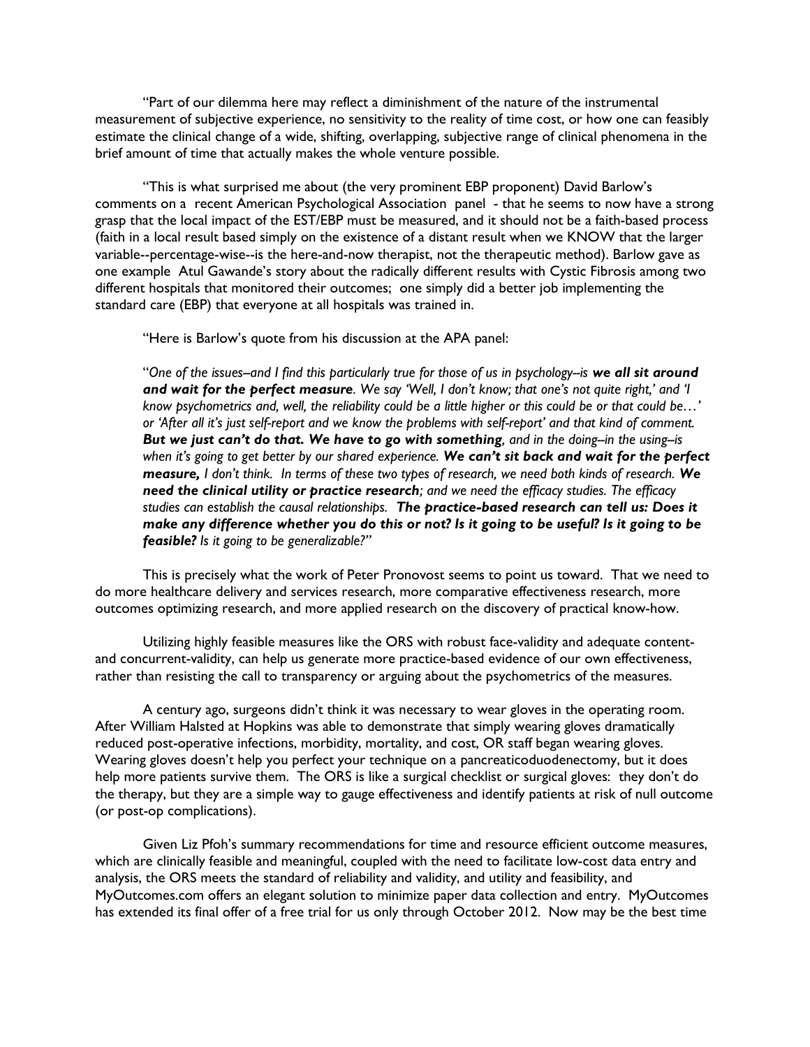"Part of our dilemma here may reflect a diminishment of the nature of the instrumental measurement of subjective experience, no sensitivity to the reality of time cost, or how one can feasibly estimate the clinical change of a wide, shifting, overlapping, subjective range of clinical phenomena in the brief amount of time that actually makes the whole venture possible.

"This is what surprised me about (the very prominent EBP proponent) David Barlow's comments on a recent American Psychological Association panel - that he seems to now have a strong grasp that the local impact of the EST/EBP must be measured, and it should not be a faith-based process (faith in a local result based simply on the existence of a distant result when we KNOW that the larger variable--percentage-wise--is the here-and-now therapist, not the therapeutic method). Barlow gave as one example Atul Gawande's story about the radically different results with Cystic Fibrosis among two different hospitals that monitored their outcomes; one simply did a better job implementing the standard care (EBP) that everyone at all hospitals was trained in.

"Here is Barlow's quote from his discussion at the APA panel:

"*One of the issues–and I find this particularly true for those of us in psychology–is* ***we all sit around and wait for the perfect measure****. We say 'Well, I don't know; that one's not quite right,' and 'I know psychometrics and, well, the reliability could be a little higher or this could be or that could be…' or 'After all it's just self-report and we know the problems with self-report' and that kind of comment.* ***But we just can't do that. We have to go with something****, and in the doing–in the using–is when it's going to get better by our shared experience.* ***We can't sit back and wait for the perfect measure,*** *I don't think. In terms of these two types of research, we need both kinds of research.* ***We need the clinical utility or practice research****; and we need the efficacy studies. The efficacy studies can establish the causal relationships.* ***The practice-based research can tell us: Does it make any difference whether you do this or not? Is it going to be useful? Is it going to be feasible?*** *Is it going to be generalizable?"*

This is precisely what the work of Peter Pronovost seems to point us toward. That we need to do more healthcare delivery and services research, more comparative effectiveness research, more outcomes optimizing research, and more applied research on the discovery of practical know-how.

Utilizing highly feasible measures like the ORS with robust face-validity and adequate content- and concurrent-validity, can help us generate more practice-based evidence of our own effectiveness, rather than resisting the call to transparency or arguing about the psychometrics of the measures.

A century ago, surgeons didn't think it was necessary to wear gloves in the operating room. After William Halsted at Hopkins was able to demonstrate that simply wearing gloves dramatically reduced post-operative infections, morbidity, mortality, and cost, OR staff began wearing gloves. Wearing gloves doesn't help you perfect your technique on a pancreaticoduodenectomy, but it does help more patients survive them. The ORS is like a surgical checklist or surgical gloves: they don't do the therapy, but they are a simple way to gauge effectiveness and identify patients at risk of null outcome (or post-op complications).

Given Liz Pfoh's summary recommendations for time and resource efficient outcome measures, which are clinically feasible and meaningful, coupled with the need to facilitate low-cost data entry and analysis, the ORS meets the standard of reliability and validity, and utility and feasibility, and MyOutcomes.com offers an elegant solution to minimize paper data collection and entry. MyOutcomes has extended its final offer of a free trial for us only through October 2012. Now may be the best time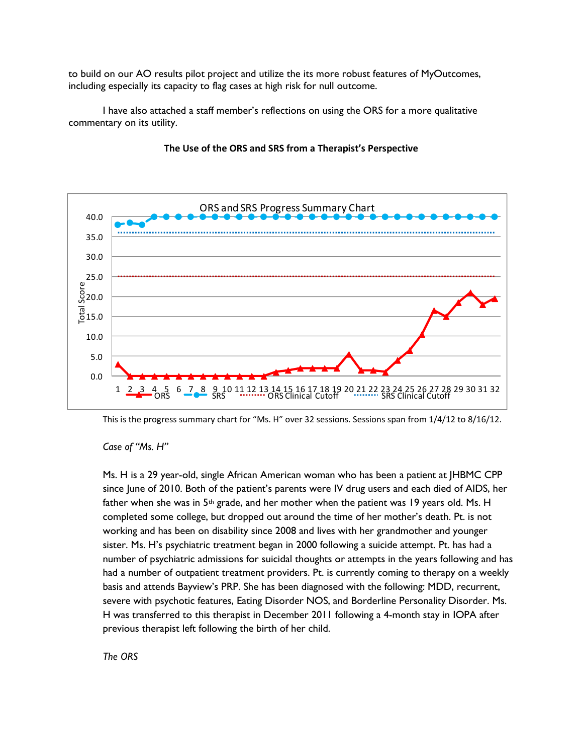to build on our AO results pilot project and utilize the its more robust features of MyOutcomes, including especially its capacity to flag cases at high risk for null outcome.

I have also attached a staff member's reflections on using the ORS for a more qualitative commentary on its utility.

**The Use of the ORS and SRS from a Therapist's Perspective**

This is the progress summary chart for "Ms. H" over 32 sessions. Sessions span from 1/4/12 to 8/16/12.

*Case of "Ms. H"*

Ms. H is a 29 year-old, single African American woman who has been a patient at JHBMC CPP since June of 2010. Both of the patient's parents were IV drug users and each died of AIDS, her father when she was in 5th grade, and her mother when the patient was 19 years old. Ms. H completed some college, but dropped out around the time of her mother's death. Pt. is not working and has been on disability since 2008 and lives with her grandmother and younger sister. Ms. H's psychiatric treatment began in 2000 following a suicide attempt. Pt. has had a number of psychiatric admissions for suicidal thoughts or attempts in the years following and has had a number of outpatient treatment providers. Pt. is currently coming to therapy on a weekly basis and attends Bayview's PRP. She has been diagnosed with the following: MDD, recurrent, severe with psychotic features, Eating Disorder NOS, and Borderline Personality Disorder. Ms. H was transferred to this therapist in December 2011 following a 4-month stay in IOPA after previous therapist left following the birth of her child.

*The ORS*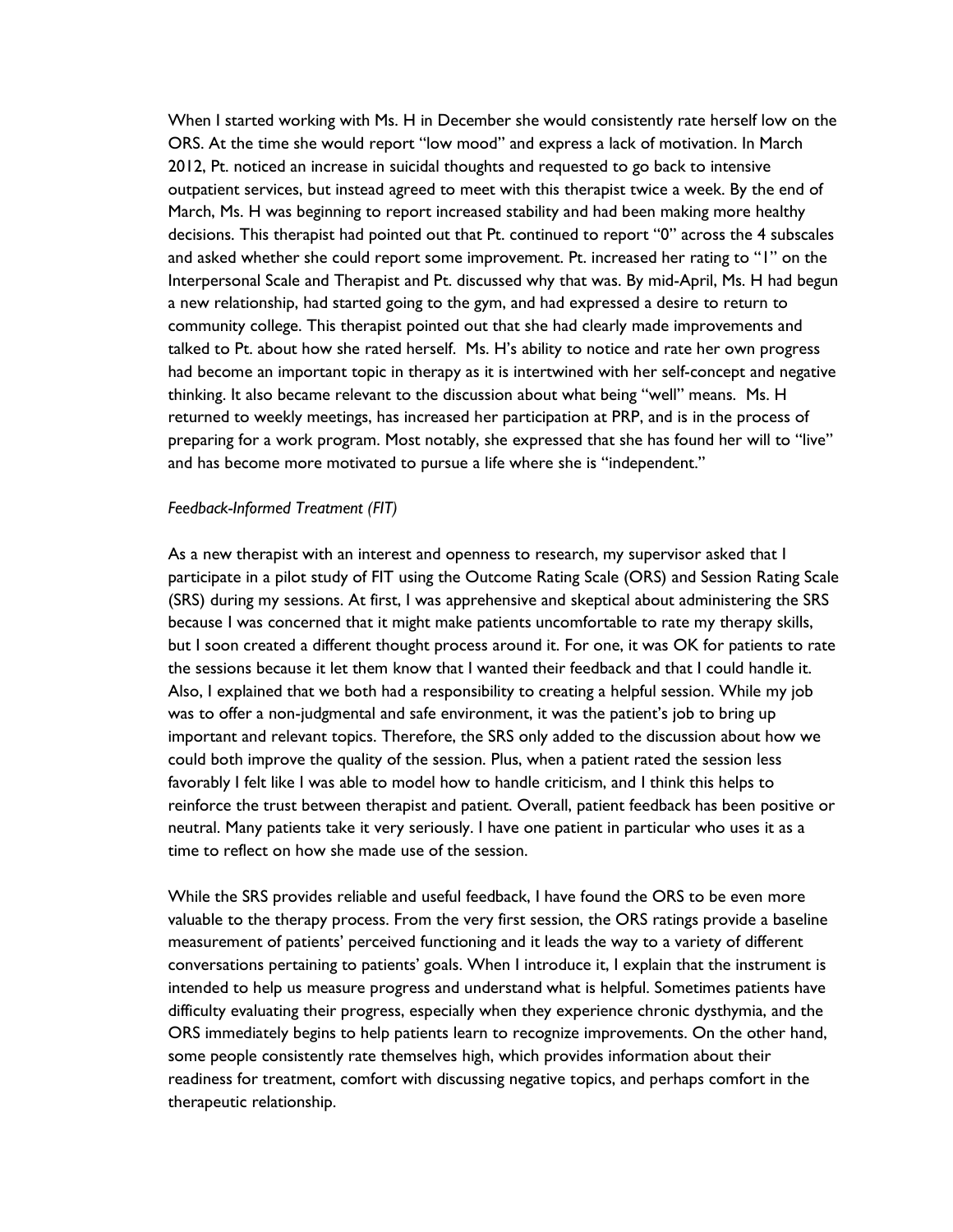When I started working with Ms. H in December she would consistently rate herself low on the ORS. At the time she would report "low mood" and express a lack of motivation. In March 2012, Pt. noticed an increase in suicidal thoughts and requested to go back to intensive outpatient services, but instead agreed to meet with this therapist twice a week. By the end of March, Ms. H was beginning to report increased stability and had been making more healthy decisions. This therapist had pointed out that Pt. continued to report "0" across the 4 subscales and asked whether she could report some improvement. Pt. increased her rating to "1" on the Interpersonal Scale and Therapist and Pt. discussed why that was. By mid-April, Ms. H had begun a new relationship, had started going to the gym, and had expressed a desire to return to community college. This therapist pointed out that she had clearly made improvements and talked to Pt. about how she rated herself. Ms. H's ability to notice and rate her own progress had become an important topic in therapy as it is intertwined with her self-concept and negative thinking. It also became relevant to the discussion about what being "well" means. Ms. H returned to weekly meetings, has increased her participation at PRP, and is in the process of preparing for a work program. Most notably, she expressed that she has found her will to "live" and has become more motivated to pursue a life where she is "independent."

*Feedback-Informed Treatment (FIT)*

As a new therapist with an interest and openness to research, my supervisor asked that I participate in a pilot study of FIT using the Outcome Rating Scale (ORS) and Session Rating Scale (SRS) during my sessions. At first, I was apprehensive and skeptical about administering the SRS because I was concerned that it might make patients uncomfortable to rate my therapy skills, but I soon created a different thought process around it. For one, it was OK for patients to rate the sessions because it let them know that I wanted their feedback and that I could handle it. Also, I explained that we both had a responsibility to creating a helpful session. While my job was to offer a non-judgmental and safe environment, it was the patient's job to bring up important and relevant topics. Therefore, the SRS only added to the discussion about how we could both improve the quality of the session. Plus, when a patient rated the session less favorably I felt like I was able to model how to handle criticism, and I think this helps to reinforce the trust between therapist and patient. Overall, patient feedback has been positive or neutral. Many patients take it very seriously. I have one patient in particular who uses it as a time to reflect on how she made use of the session.

While the SRS provides reliable and useful feedback, I have found the ORS to be even more valuable to the therapy process. From the very first session, the ORS ratings provide a baseline measurement of patients' perceived functioning and it leads the way to a variety of different conversations pertaining to patients' goals. When I introduce it, I explain that the instrument is intended to help us measure progress and understand what is helpful. Sometimes patients have difficulty evaluating their progress, especially when they experience chronic dysthymia, and the ORS immediately begins to help patients learn to recognize improvements. On the other hand, some people consistently rate themselves high, which provides information about their readiness for treatment, comfort with discussing negative topics, and perhaps comfort in the therapeutic relationship.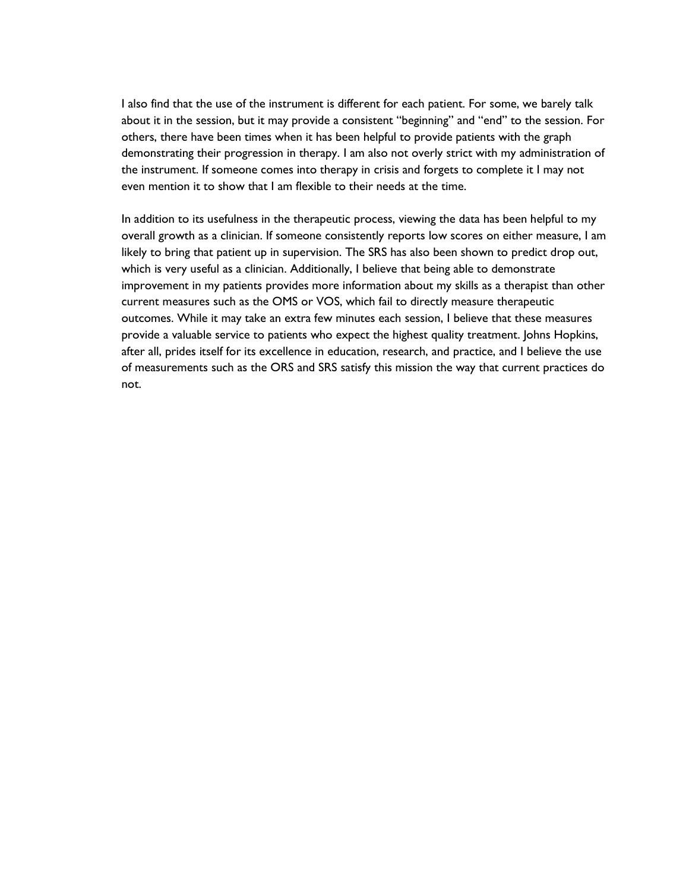I also find that the use of the instrument is different for each patient. For some, we barely talk about it in the session, but it may provide a consistent "beginning" and "end" to the session. For others, there have been times when it has been helpful to provide patients with the graph demonstrating their progression in therapy. I am also not overly strict with my administration of the instrument. If someone comes into therapy in crisis and forgets to complete it I may not even mention it to show that I am flexible to their needs at the time.

In addition to its usefulness in the therapeutic process, viewing the data has been helpful to my overall growth as a clinician. If someone consistently reports low scores on either measure, I am likely to bring that patient up in supervision. The SRS has also been shown to predict drop out, which is very useful as a clinician. Additionally, I believe that being able to demonstrate improvement in my patients provides more information about my skills as a therapist than other current measures such as the OMS or VOS, which fail to directly measure therapeutic outcomes. While it may take an extra few minutes each session, I believe that these measures provide a valuable service to patients who expect the highest quality treatment. Johns Hopkins, after all, prides itself for its excellence in education, research, and practice, and I believe the use of measurements such as the ORS and SRS satisfy this mission the way that current practices do not.